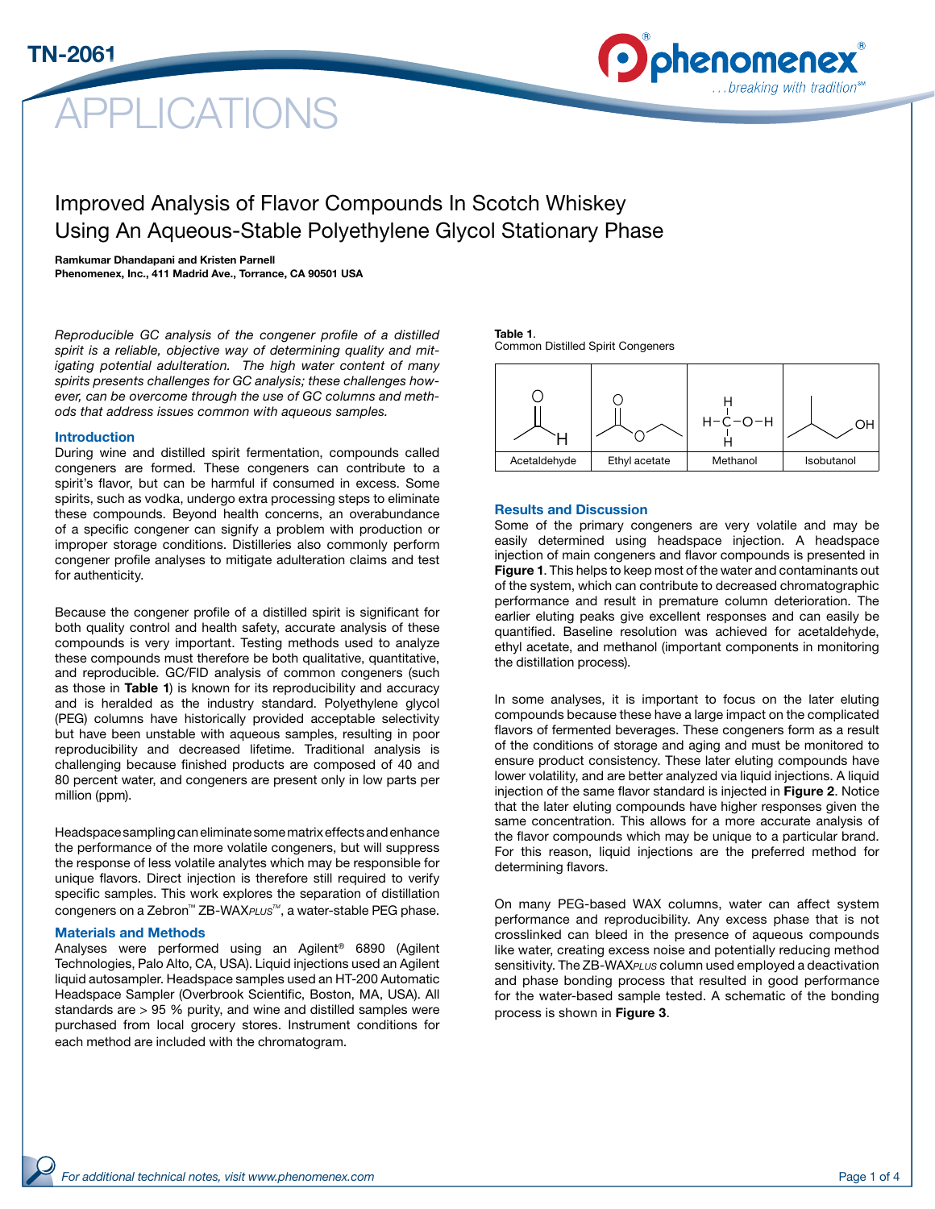TN-2061

# APPLICATIONS

## Improved Analysis of Flavor Compounds In Scotch Whiskey Using An Aqueous-Stable Polyethylene Glycol Stationary Phase

**Ramkumar Dhandapani and Kristen Parnell**
**Phenomenex, Inc., 411 Madrid Ave., Torrance, CA 90501 USA**

*Reproducible GC analysis of the congener profile of a distilled spirit is a reliable, objective way of determining quality and mitigating potential adulteration. The high water content of many spirits presents challenges for GC analysis; these challenges however, can be overcome through the use of GC columns and methods that address issues common with aqueous samples.*

### Introduction

During wine and distilled spirit fermentation, compounds called congeners are formed. These congeners can contribute to a spirit's flavor, but can be harmful if consumed in excess. Some spirits, such as vodka, undergo extra processing steps to eliminate these compounds. Beyond health concerns, an overabundance of a specific congener can signify a problem with production or improper storage conditions. Distilleries also commonly perform congener profile analyses to mitigate adulteration claims and test for authenticity.

Because the congener profile of a distilled spirit is significant for both quality control and health safety, accurate analysis of these compounds is very important. Testing methods used to analyze these compounds must therefore be both qualitative, quantitative, and reproducible. GC/FID analysis of common congeners (such as those in **Table 1**) is known for its reproducibility and accuracy and is heralded as the industry standard. Polyethylene glycol (PEG) columns have historically provided acceptable selectivity but have been unstable with aqueous samples, resulting in poor reproducibility and decreased lifetime. Traditional analysis is challenging because finished products are composed of 40 and 80 percent water, and congeners are present only in low parts per million (ppm).

Headspace sampling can eliminate some matrix effects and enhance the performance of the more volatile congeners, but will suppress the response of less volatile analytes which may be responsible for unique flavors. Direct injection is therefore still required to verify specific samples. This work explores the separation of distillation congeners on a Zebron™ ZB-WAX*PLUS*™, a water-stable PEG phase.

### Materials and Methods

Analyses were performed using an Agilent® 6890 (Agilent Technologies, Palo Alto, CA, USA). Liquid injections used an Agilent liquid autosampler. Headspace samples used an HT-200 Automatic Headspace Sampler (Overbrook Scientific, Boston, MA, USA). All standards are > 95 % purity, and wine and distilled samples were purchased from local grocery stores. Instrument conditions for each method are included with the chromatogram.

**Table 1**.
Common Distilled Spirit Congeners

| Acetaldehyde | Ethyl acetate | Methanol | Isobutanol |
|---|---|---|---|

### Results and Discussion

Some of the primary congeners are very volatile and may be easily determined using headspace injection. A headspace injection of main congeners and flavor compounds is presented in **Figure 1**. This helps to keep most of the water and contaminants out of the system, which can contribute to decreased chromatographic performance and result in premature column deterioration. The earlier eluting peaks give excellent responses and can easily be quantified. Baseline resolution was achieved for acetaldehyde, ethyl acetate, and methanol (important components in monitoring the distillation process).

In some analyses, it is important to focus on the later eluting compounds because these have a large impact on the complicated flavors of fermented beverages. These congeners form as a result of the conditions of storage and aging and must be monitored to ensure product consistency. These later eluting compounds have lower volatility, and are better analyzed via liquid injections. A liquid injection of the same flavor standard is injected in **Figure 2**. Notice that the later eluting compounds have higher responses given the same concentration. This allows for a more accurate analysis of the flavor compounds which may be unique to a particular brand. For this reason, liquid injections are the preferred method for determining flavors.

On many PEG-based WAX columns, water can affect system performance and reproducibility. Any excess phase that is not crosslinked can bleed in the presence of aqueous compounds like water, creating excess noise and potentially reducing method sensitivity. The ZB-WAX*PLUS* column used employed a deactivation and phase bonding process that resulted in good performance for the water-based sample tested. A schematic of the bonding process is shown in **Figure 3**.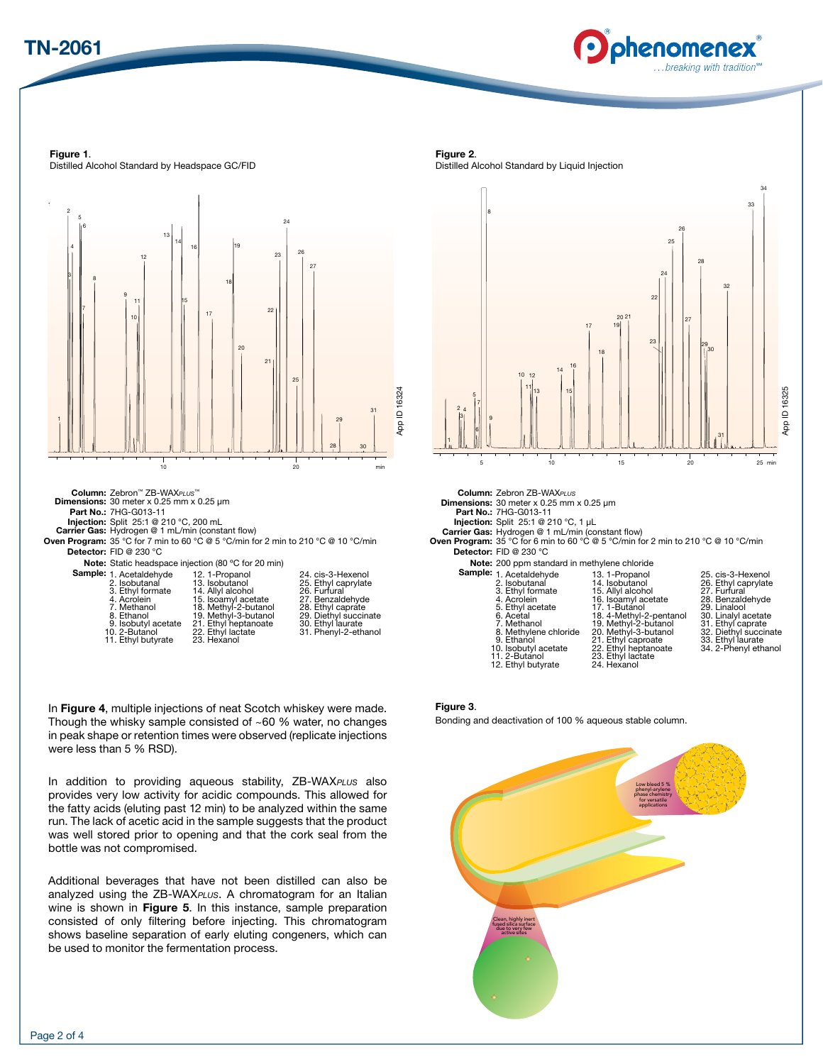**Figure 1**.
Distilled Alcohol Standard by Headspace GC/FID

**Column:** Zebron™ ZB-WAX*PLUS*™
**Dimensions:** 30 meter x 0.25 mm x 0.25 µm
**Part No.:** 7HG-G013-11
**Injection:** Split 25:1 @ 210 °C, 200 mL
**Carrier Gas:** Hydrogen @ 1 mL/min (constant flow)
**Oven Program:** 35 °C for 7 min to 60 °C @ 5 °C/min for 2 min to 210 °C @ 10 °C/min
**Detector:** FID @ 230 °C
**Note:** Static headspace injection (80 °C for 20 min)
**Sample:**
1. Acetaldehyde
2. Isobutanal
3. Ethyl formate
4. Acrolein
7. Methanol
8. Ethanol
9. Isobutyl acetate
10. 2-Butanol
11. Ethyl butyrate
12. 1-Propanol
13. Isobutanol
14. Allyl alcohol
15. Isoamyl acetate
18. Methyl-2-butanol
19. Methyl-3-butanol
21. Ethyl heptanoate
22. Ethyl lactate
23. Hexanol
24. cis-3-Hexenol
25. Ethyl caprylate
26. Furfural
27. Benzaldehyde
28. Ethyl caprate
29. Diethyl succinate
30. Ethyl laurate
31. Phenyl-2-ethanol

App ID 16324

**Figure 2**.
Distilled Alcohol Standard by Liquid Injection

**Column:** Zebron ZB-WAX*PLUS*
**Dimensions:** 30 meter x 0.25 mm x 0.25 µm
**Part No.:** 7HG-G013-11
**Injection:** Split 25:1 @ 210 °C, 1 µL
**Carrier Gas:** Hydrogen @ 1 mL/min (constant flow)
**Oven Program:** 35 °C for 6 min to 60 °C @ 5 °C/min for 2 min to 210 °C @ 10 °C/min
**Detector:** FID @ 230 °C
**Note:** 200 ppm standard in methylene chloride
**Sample:**
1. Acetaldehyde
2. Isobutanal
3. Ethyl formate
4. Acrolein
5. Ethyl acetate
6. Acetal
7. Methanol
8. Methylene chloride
9. Ethanol
10. Isobutyl acetate
11. 2-Butanol
12. Ethyl butyrate
13. 1-Propanol
14. Isobutanol
15. Allyl alcohol
16. Isoamyl acetate
17. 1-Butanol
18. 4-Methyl-2-pentanol
19. Methyl-2-butanol
20. Methyl-3-butanol
21. Ethyl caproate
22. Ethyl heptanoate
23. Ethyl lactate
24. Hexanol
25. cis-3-Hexenol
26. Ethyl caprylate
27. Furfural
28. Benzaldehyde
29. Linalool
30. Linalyl acetate
31. Ethyl caprate
32. Diethyl succinate
33. Ethyl laurate
34. 2-Phenyl ethanol

App ID 16325

In **Figure 4**, multiple injections of neat Scotch whiskey were made. Though the whisky sample consisted of ~60 % water, no changes in peak shape or retention times were observed (replicate injections were less than 5 % RSD).

In addition to providing aqueous stability, ZB-WAX*PLUS* also provides very low activity for acidic compounds. This allowed for the fatty acids (eluting past 12 min) to be analyzed within the same run. The lack of acetic acid in the sample suggests that the product was well stored prior to opening and that the cork seal from the bottle was not compromised.

Additional beverages that have not been distilled can also be analyzed using the ZB-WAX*PLUS*. A chromatogram for an Italian wine is shown in **Figure 5**. In this instance, sample preparation consisted of only filtering before injecting. This chromatogram shows baseline separation of early eluting congeners, which can be used to monitor the fermentation process.

**Figure 3**.
Bonding and deactivation of 100 % aqueous stable column.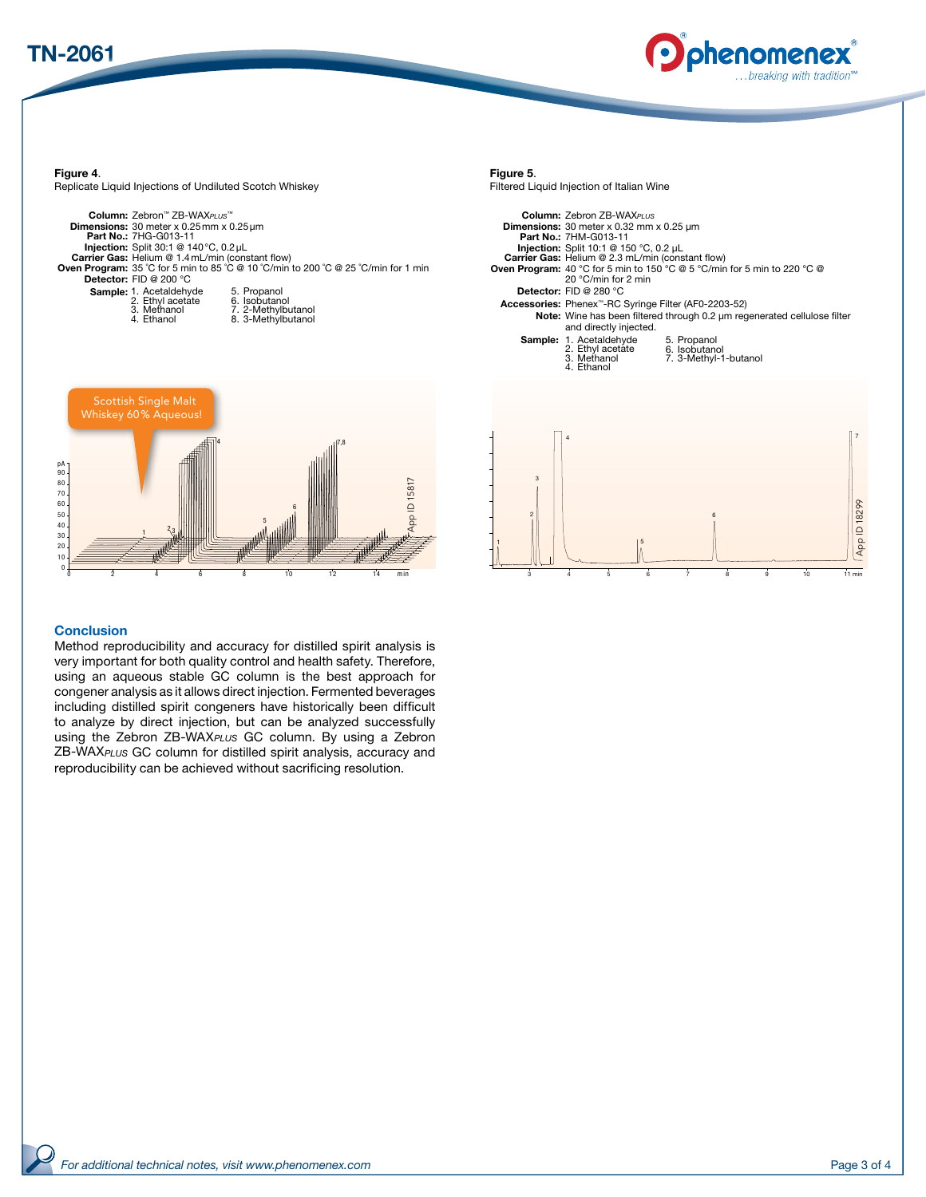**Figure 4**.
Replicate Liquid Injections of Undiluted Scotch Whiskey

**Column:** Zebron™ ZB-WAX*PLUS*™
**Dimensions:** 30 meter x 0.25 mm x 0.25 µm
**Part No.:** 7HG-G013-11
**Injection:** Split 30:1 @ 140 °C, 0.2 µL
**Carrier Gas:** Helium @ 1.4 mL/min (constant flow)
**Oven Program:** 35 °C for 5 min to 85 °C @ 10 °C/min to 200 °C @ 25 °C/min for 1 min
**Detector:** FID @ 200 °C
**Sample:**
1. Acetaldehyde
2. Ethyl acetate
3. Methanol
4. Ethanol
5. Propanol
6. Isobutanol
7. 2-Methylbutanol
8. 3-Methylbutanol

Scottish Single Malt Whiskey 60 % Aqueous!

App ID 15817

**Figure 5**.
Filtered Liquid Injection of Italian Wine

**Column:** Zebron ZB-WAX*PLUS*
**Dimensions:** 30 meter x 0.32 mm x 0.25 µm
**Part No.:** 7HM-G013-11
**Injection:** Split 10:1 @ 150 °C, 0.2 µL
**Carrier Gas:** Helium @ 2.3 mL/min (constant flow)
**Oven Program:** 40 °C for 5 min to 150 °C @ 5 °C/min for 5 min to 220 °C @ 20 °C/min for 2 min
**Detector:** FID @ 280 °C
**Accessories:** Phenex™-RC Syringe Filter (AF0-2203-52)
**Note:** Wine has been filtered through 0.2 µm regenerated cellulose filter and directly injected.
**Sample:**
1. Acetaldehyde
2. Ethyl acetate
3. Methanol
4. Ethanol
5. Propanol
6. Isobutanol
7. 3-Methyl-1-butanol

App ID 18299

## Conclusion

Method reproducibility and accuracy for distilled spirit analysis is very important for both quality control and health safety. Therefore, using an aqueous stable GC column is the best approach for congener analysis as it allows direct injection. Fermented beverages including distilled spirit congeners have historically been difficult to analyze by direct injection, but can be analyzed successfully using the Zebron ZB-WAX*PLUS* GC column. By using a Zebron ZB-WAX*PLUS* GC column for distilled spirit analysis, accuracy and reproducibility can be achieved without sacrificing resolution.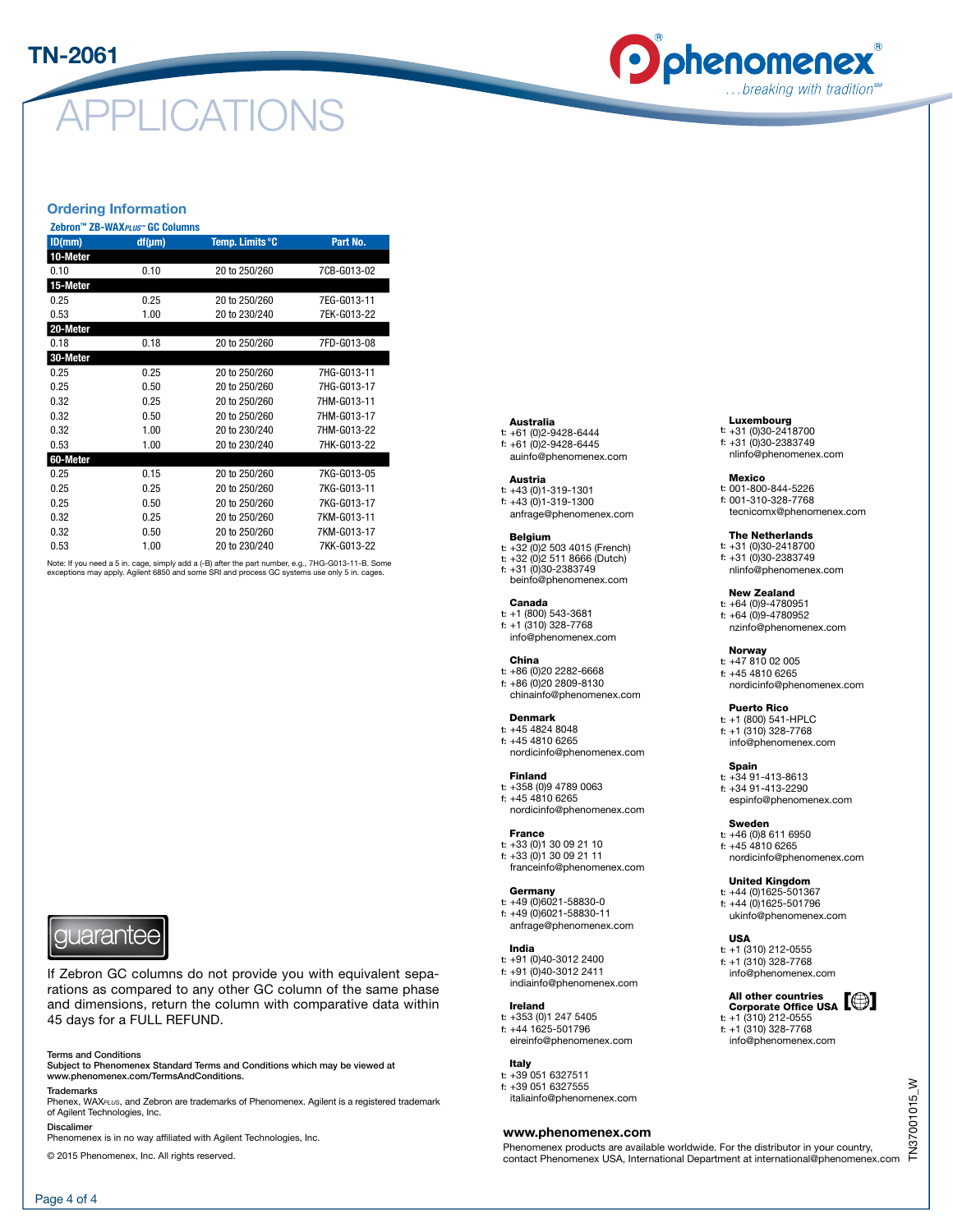## Ordering Information

**Zebron™ ZB-WAX*PLUS*™ GC Columns**

| ID(mm) | df(µm) | Temp. Limits °C | Part No. |
|---|---|---|---|
| **10-Meter** | | | |
| 0.10 | 0.10 | 20 to 250/260 | 7CB-G013-02 |
| **15-Meter** | | | |
| 0.25 | 0.25 | 20 to 250/260 | 7EG-G013-11 |
| 0.53 | 1.00 | 20 to 230/240 | 7EK-G013-22 |
| **20-Meter** | | | |
| 0.18 | 0.18 | 20 to 250/260 | 7FD-G013-08 |
| **30-Meter** | | | |
| 0.25 | 0.25 | 20 to 250/260 | 7HG-G013-11 |
| 0.25 | 0.50 | 20 to 250/260 | 7HG-G013-17 |
| 0.32 | 0.25 | 20 to 250/260 | 7HM-G013-11 |
| 0.32 | 0.50 | 20 to 250/260 | 7HM-G013-17 |
| 0.32 | 1.00 | 20 to 230/240 | 7HM-G013-22 |
| 0.53 | 1.00 | 20 to 230/240 | 7HK-G013-22 |
| **60-Meter** | | | |
| 0.25 | 0.15 | 20 to 250/260 | 7KG-G013-05 |
| 0.25 | 0.25 | 20 to 250/260 | 7KG-G013-11 |
| 0.25 | 0.50 | 20 to 250/260 | 7KG-G013-17 |
| 0.32 | 0.25 | 20 to 250/260 | 7KM-G013-11 |
| 0.32 | 0.50 | 20 to 250/260 | 7KM-G013-17 |
| 0.53 | 1.00 | 20 to 230/240 | 7KK-G013-22 |

Note: If you need a 5 in. cage, simply add a (-B) after the part number, e.g., 7HG-G013-11-B. Some exceptions may apply. Agilent 6850 and some SRI and process GC systems use only 5 in. cages.

**guarantee**

If Zebron GC columns do not provide you with equivalent separations as compared to any other GC column of the same phase and dimensions, return the column with comparative data within 45 days for a FULL REFUND.

**Terms and Conditions**
Subject to Phenomenex Standard Terms and Conditions which may be viewed at www.phenomenex.com/TermsAndConditions.

**Trademarks**
Phenex, WAX*PLUS*, and Zebron are trademarks of Phenomenex. Agilent is a registered trademark of Agilent Technologies, Inc.

**Disclaimer**
Phenomenex is in no way affiliated with Agilent Technologies, Inc.

© 2015 Phenomenex, Inc. All rights reserved.

**Australia**
t: +61 (0)2-9428-6444
f: +61 (0)2-9428-6445
auinfo@phenomenex.com

**Austria**
t: +43 (0)1-319-1301
f: +43 (0)1-319-1300
anfrage@phenomenex.com

**Belgium**
t: +32 (0)2 503 4015 (French)
t: +32 (0)2 511 8666 (Dutch)
f: +31 (0)30-2383749
beinfo@phenomenex.com

**Canada**
t: +1 (800) 543-3681
f: +1 (310) 328-7768
info@phenomenex.com

**China**
t: +86 (0)20 2282-6668
f: +86 (0)20 2809-8130
chinainfo@phenomenex.com

**Denmark**
t: +45 4824 8048
f: +45 4810 6265
nordicinfo@phenomenex.com

**Finland**
t: +358 (0)9 4789 0063
f: +45 4810 6265
nordicinfo@phenomenex.com

**France**
t: +33 (0)1 30 09 21 10
f: +33 (0)1 30 09 21 11
franceinfo@phenomenex.com

**Germany**
t: +49 (0)6021-58830-0
f: +49 (0)6021-58830-11
anfrage@phenomenex.com

**India**
t: +91 (0)40-3012 2400
f: +91 (0)40-3012 2411
indiainfo@phenomenex.com

**Ireland**
t: +353 (0)1 247 5405
f: +44 1625-501796
eireinfo@phenomenex.com

**Italy**
t: +39 051 6327511
f: +39 051 6327555
italiainfo@phenomenex.com

**Luxembourg**
t: +31 (0)30-2418700
f: +31 (0)30-2383749
nlinfo@phenomenex.com

**Mexico**
t: 001-800-844-5226
f: 001-310-328-7768
tecnicomx@phenomenex.com

**The Netherlands**
t: +31 (0)30-2418700
f: +31 (0)30-2383749
nlinfo@phenomenex.com

**New Zealand**
t: +64 (0)9-4780951
f: +64 (0)9-4780952
nzinfo@phenomenex.com

**Norway**
t: +47 810 02 005
f: +45 4810 6265
nordicinfo@phenomenex.com

**Puerto Rico**
t: +1 (800) 541-HPLC
f: +1 (310) 328-7768
info@phenomenex.com

**Spain**
t: +34 91-413-8613
f: +34 91-413-2290
espinfo@phenomenex.com

**Sweden**
t: +46 (0)8 611 6950
f: +45 4810 6265
nordicinfo@phenomenex.com

**United Kingdom**
t: +44 (0)1625-501367
f: +44 (0)1625-501796
ukinfo@phenomenex.com

**USA**
t: +1 (310) 212-0555
f: +1 (310) 328-7768
info@phenomenex.com

**All other countries Corporate Office USA**
t: +1 (310) 212-0555
f: +1 (310) 328-7768
info@phenomenex.com

**www.phenomenex.com**
Phenomenex products are available worldwide. For the distributor in your country, contact Phenomenex USA, International Department at international@phenomenex.com

TN37001015_W